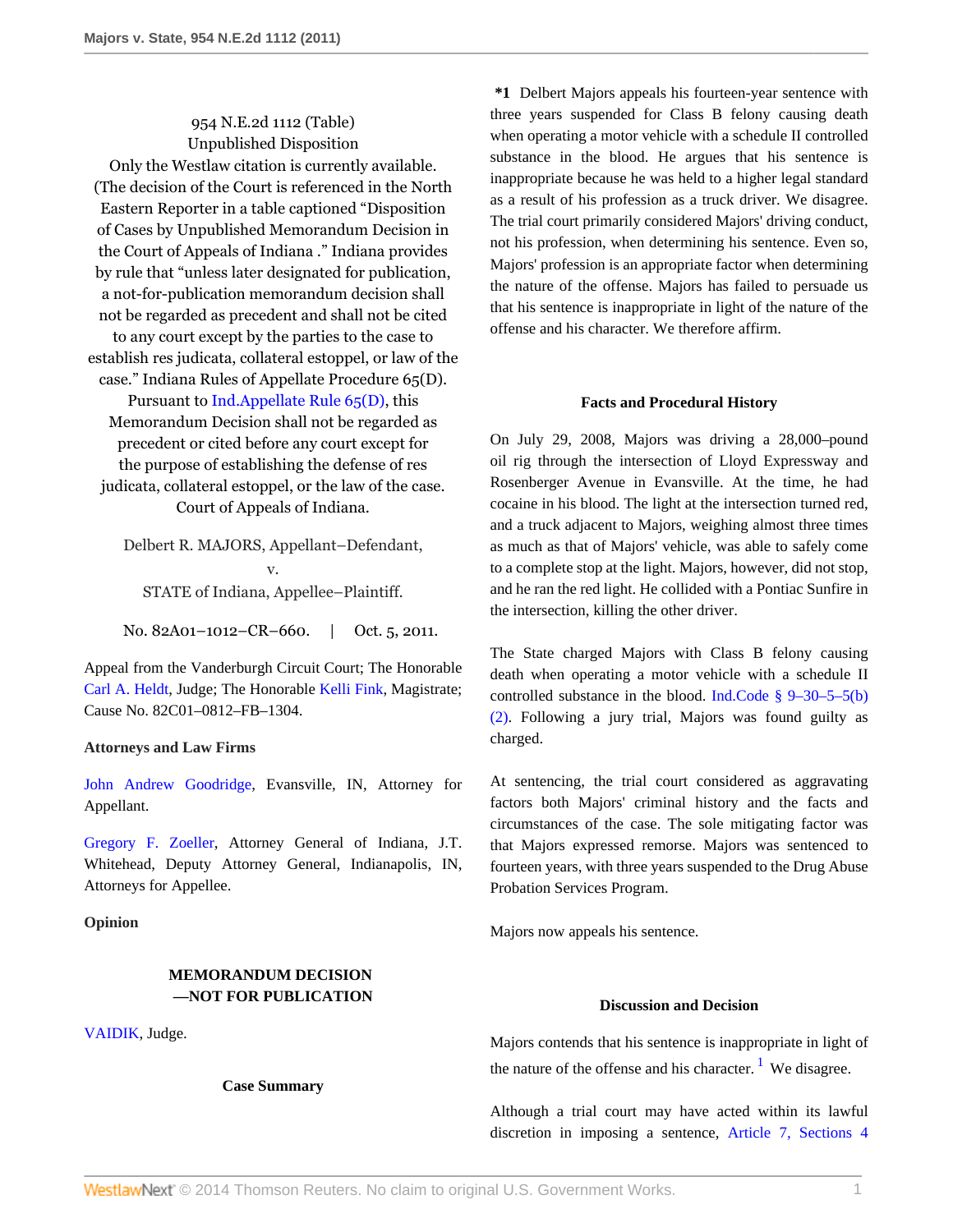954 N.E.2d 1112 (Table)
Unpublished Disposition
Only the Westlaw citation is currently available.
(The decision of the Court is referenced in the North Eastern Reporter in a table captioned "Disposition of Cases by Unpublished Memorandum Decision in the Court of Appeals of Indiana ." Indiana provides by rule that "unless later designated for publication, a not-for-publication memorandum decision shall not be regarded as precedent and shall not be cited to any court except by the parties to the case to establish res judicata, collateral estoppel, or law of the case." Indiana Rules of Appellate Procedure 65(D). Pursuant to Ind.Appellate Rule 65(D), this Memorandum Decision shall not be regarded as precedent or cited before any court except for the purpose of establishing the defense of res judicata, collateral estoppel, or the law of the case.
Court of Appeals of Indiana.

Delbert R. MAJORS, Appellant–Defendant,
v.
STATE of Indiana, Appellee–Plaintiff.

No. 82A01–1012–CR–660. | Oct. 5, 2011.

Appeal from the Vanderburgh Circuit Court; The Honorable Carl A. Heldt, Judge; The Honorable Kelli Fink, Magistrate; Cause No. 82C01–0812–FB–1304.

**Attorneys and Law Firms**

John Andrew Goodridge, Evansville, IN, Attorney for Appellant.

Gregory F. Zoeller, Attorney General of Indiana, J.T. Whitehead, Deputy Attorney General, Indianapolis, IN, Attorneys for Appellee.

**Opinion**

**MEMORANDUM DECISION —NOT FOR PUBLICATION**

VAIDIK, Judge.

**Case Summary**

**\*1** Delbert Majors appeals his fourteen-year sentence with three years suspended for Class B felony causing death when operating a motor vehicle with a schedule II controlled substance in the blood. He argues that his sentence is inappropriate because he was held to a higher legal standard as a result of his profession as a truck driver. We disagree. The trial court primarily considered Majors' driving conduct, not his profession, when determining his sentence. Even so, Majors' profession is an appropriate factor when determining the nature of the offense. Majors has failed to persuade us that his sentence is inappropriate in light of the nature of the offense and his character. We therefore affirm.

**Facts and Procedural History**

On July 29, 2008, Majors was driving a 28,000–pound oil rig through the intersection of Lloyd Expressway and Rosenberger Avenue in Evansville. At the time, he had cocaine in his blood. The light at the intersection turned red, and a truck adjacent to Majors, weighing almost three times as much as that of Majors' vehicle, was able to safely come to a complete stop at the light. Majors, however, did not stop, and he ran the red light. He collided with a Pontiac Sunfire in the intersection, killing the other driver.

The State charged Majors with Class B felony causing death when operating a motor vehicle with a schedule II controlled substance in the blood. Ind.Code § 9–30–5–5(b)(2). Following a jury trial, Majors was found guilty as charged.

At sentencing, the trial court considered as aggravating factors both Majors' criminal history and the facts and circumstances of the case. The sole mitigating factor was that Majors expressed remorse. Majors was sentenced to fourteen years, with three years suspended to the Drug Abuse Probation Services Program.

Majors now appeals his sentence.

**Discussion and Decision**

Majors contends that his sentence is inappropriate in light of the nature of the offense and his character.[1] We disagree.

Although a trial court may have acted within its lawful discretion in imposing a sentence, Article 7, Sections 4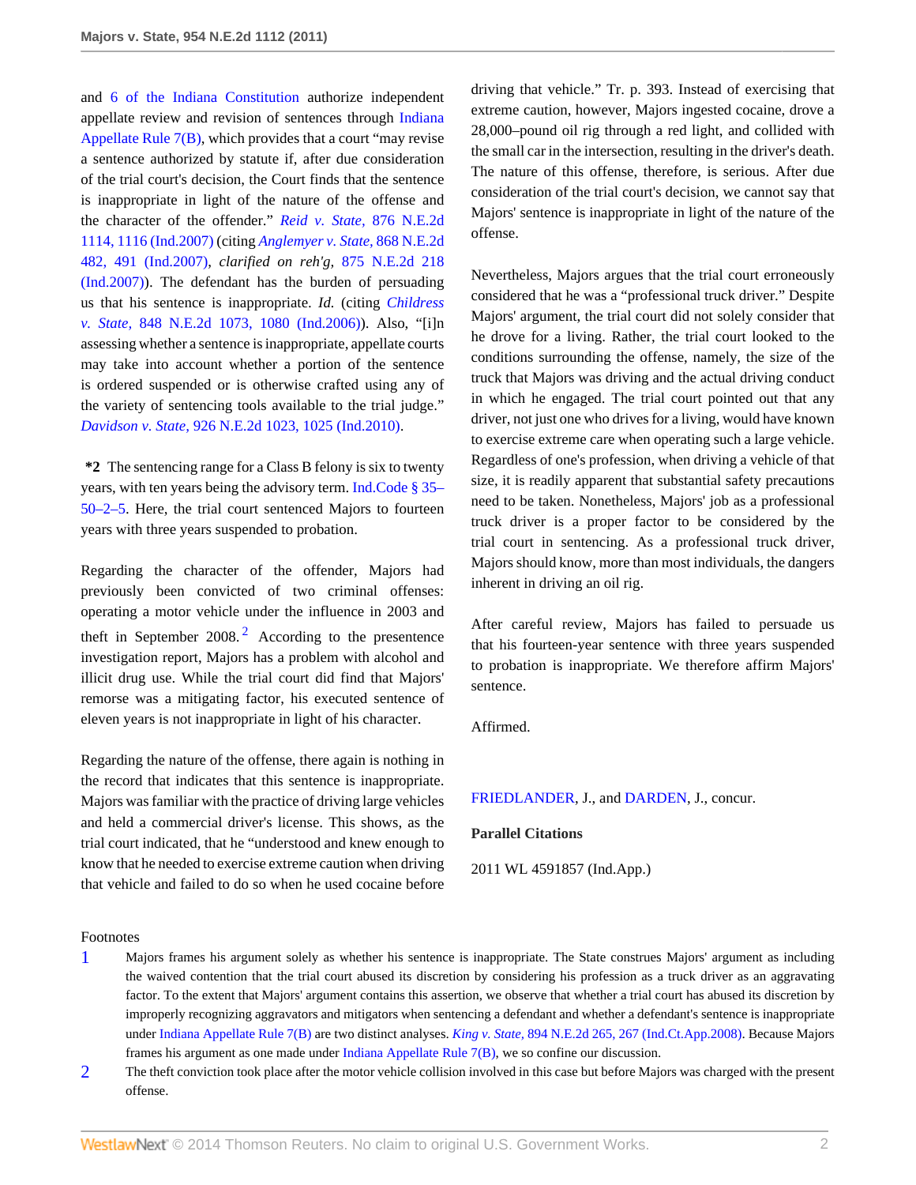and 6 of the Indiana Constitution authorize independent appellate review and revision of sentences through Indiana Appellate Rule 7(B), which provides that a court "may revise a sentence authorized by statute if, after due consideration of the trial court's decision, the Court finds that the sentence is inappropriate in light of the nature of the offense and the character of the offender." *Reid v. State,* 876 N.E.2d 1114, 1116 (Ind.2007) (citing *Anglemyer v. State,* 868 N.E.2d 482, 491 (Ind.2007), *clarified on reh'g,* 875 N.E.2d 218 (Ind.2007)). The defendant has the burden of persuading us that his sentence is inappropriate. *Id.* (citing *Childress v. State,* 848 N.E.2d 1073, 1080 (Ind.2006)). Also, "[i]n assessing whether a sentence is inappropriate, appellate courts may take into account whether a portion of the sentence is ordered suspended or is otherwise crafted using any of the variety of sentencing tools available to the trial judge." *Davidson v. State,* 926 N.E.2d 1023, 1025 (Ind.2010).

**\*2** The sentencing range for a Class B felony is six to twenty years, with ten years being the advisory term. Ind.Code § 35–50–2–5. Here, the trial court sentenced Majors to fourteen years with three years suspended to probation.

Regarding the character of the offender, Majors had previously been convicted of two criminal offenses: operating a motor vehicle under the influence in 2003 and theft in September 2008.[2] According to the presentence investigation report, Majors has a problem with alcohol and illicit drug use. While the trial court did find that Majors' remorse was a mitigating factor, his executed sentence of eleven years is not inappropriate in light of his character.

Regarding the nature of the offense, there again is nothing in the record that indicates that this sentence is inappropriate. Majors was familiar with the practice of driving large vehicles and held a commercial driver's license. This shows, as the trial court indicated, that he "understood and knew enough to know that he needed to exercise extreme caution when driving that vehicle and failed to do so when he used cocaine before driving that vehicle." Tr. p. 393. Instead of exercising that extreme caution, however, Majors ingested cocaine, drove a 28,000–pound oil rig through a red light, and collided with the small car in the intersection, resulting in the driver's death. The nature of this offense, therefore, is serious. After due consideration of the trial court's decision, we cannot say that Majors' sentence is inappropriate in light of the nature of the offense.

Nevertheless, Majors argues that the trial court erroneously considered that he was a "professional truck driver." Despite Majors' argument, the trial court did not solely consider that he drove for a living. Rather, the trial court looked to the conditions surrounding the offense, namely, the size of the truck that Majors was driving and the actual driving conduct in which he engaged. The trial court pointed out that any driver, not just one who drives for a living, would have known to exercise extreme care when operating such a large vehicle. Regardless of one's profession, when driving a vehicle of that size, it is readily apparent that substantial safety precautions need to be taken. Nonetheless, Majors' job as a professional truck driver is a proper factor to be considered by the trial court in sentencing. As a professional truck driver, Majors should know, more than most individuals, the dangers inherent in driving an oil rig.

After careful review, Majors has failed to persuade us that his fourteen-year sentence with three years suspended to probation is inappropriate. We therefore affirm Majors' sentence.

Affirmed.

FRIEDLANDER, J., and DARDEN, J., concur.

**Parallel Citations**

2011 WL 4591857 (Ind.App.)

Footnotes

1. Majors frames his argument solely as whether his sentence is inappropriate. The State construes Majors' argument as including the waived contention that the trial court abused its discretion by considering his profession as a truck driver as an aggravating factor. To the extent that Majors' argument contains this assertion, we observe that whether a trial court has abused its discretion by improperly recognizing aggravators and mitigators when sentencing a defendant and whether a defendant's sentence is inappropriate under Indiana Appellate Rule 7(B) are two distinct analyses. *King v. State,* 894 N.E.2d 265, 267 (Ind.Ct.App.2008). Because Majors frames his argument as one made under Indiana Appellate Rule 7(B), we so confine our discussion.
2. The theft conviction took place after the motor vehicle collision involved in this case but before Majors was charged with the present offense.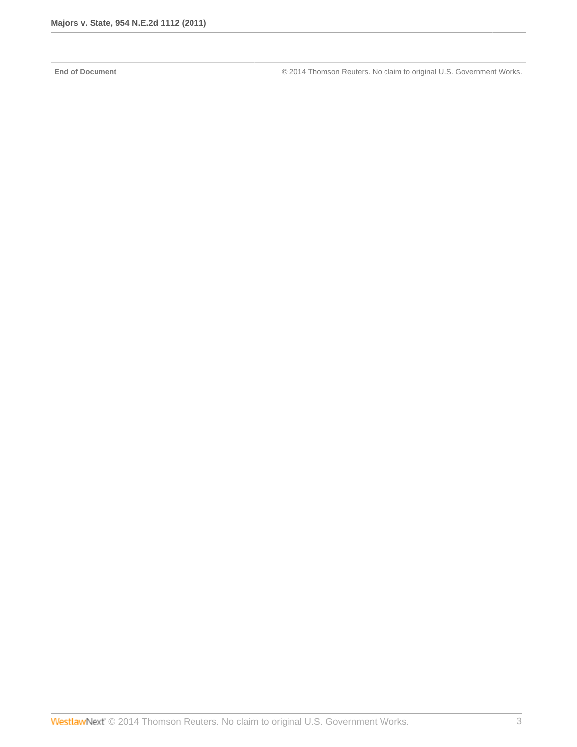**End of Document** © 2014 Thomson Reuters. No claim to original U.S. Government Works.